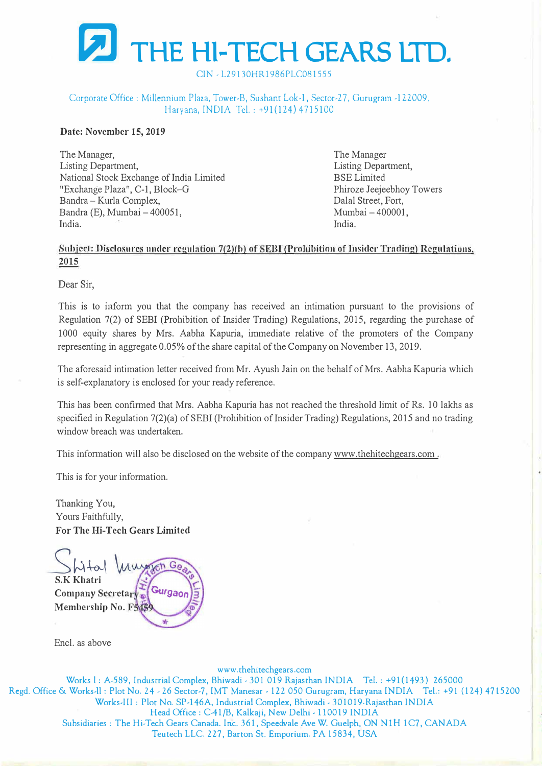# THE HI-TECH GEARS LTD.

CIN - L29130HR1986PLC081555

Corporate Office : Millennium Plaza, Tower-B, Sushant Lok-1, Sector-27, Gurugram -122009, Haryana, INDIA Tel. : +91(124) 4715100

**Date: November 15, 2019**

The Manager,
Listing Department,
National Stock Exchange of India Limited
"Exchange Plaza", C-1, Block–G
Bandra – Kurla Complex,
Bandra (E), Mumbai – 400051,
India.

The Manager
Listing Department,
BSE Limited
Phiroze Jeejeebhoy Towers
Dalal Street, Fort,
Mumbai – 400001,
India.

**Subject: Disclosures under regulation 7(2)(b) of SEBI (Prohibition of Insider Trading) Regulations, 2015**

Dear Sir,

This is to inform you that the company has received an intimation pursuant to the provisions of Regulation 7(2) of SEBI (Prohibition of Insider Trading) Regulations, 2015, regarding the purchase of 1000 equity shares by Mrs. Aabha Kapuria, immediate relative of the promoters of the Company representing in aggregate 0.05% of the share capital of the Company on November 13, 2019.

The aforesaid intimation letter received from Mr. Ayush Jain on the behalf of Mrs. Aabha Kapuria which is self-explanatory is enclosed for your ready reference.

This has been confirmed that Mrs. Aabha Kapuria has not reached the threshold limit of Rs. 10 lakhs as specified in Regulation 7(2)(a) of SEBI (Prohibition of Insider Trading) Regulations, 2015 and no trading window breach was undertaken.

This information will also be disclosed on the website of the company www.thehitechgears.com .

This is for your information.

Thanking You,
Yours Faithfully,
**For The Hi-Tech Gears Limited**

**S.K Khatri**
**Company Secretary**
**Membership No. F5459**

Encl. as above

www.thehitechgears.com
Works I : A-589, Industrial Complex, Bhiwadi - 301 019 Rajasthan INDIA Tel. : +91(1493) 265000
Regd. Office & Works-II : Plot No. 24 - 26 Sector-7, IMT Manesar - 122 050 Gurugram, Haryana INDIA Tel.: +91 (124) 4715200
Works-III : Plot No. SP-146A, Industrial Complex, Bhiwadi - 301019-Rajasthan INDIA
Head Office : C-41/B, Kalkaji, New Delhi - 110019 INDIA
Subsidiaries : The Hi-Tech Gears Canada. Inc. 361, Speedvale Ave W. Guelph, ON N1H 1C7, CANADA
Teutech LLC. 227, Barton St. Emporium. PA 15834, USA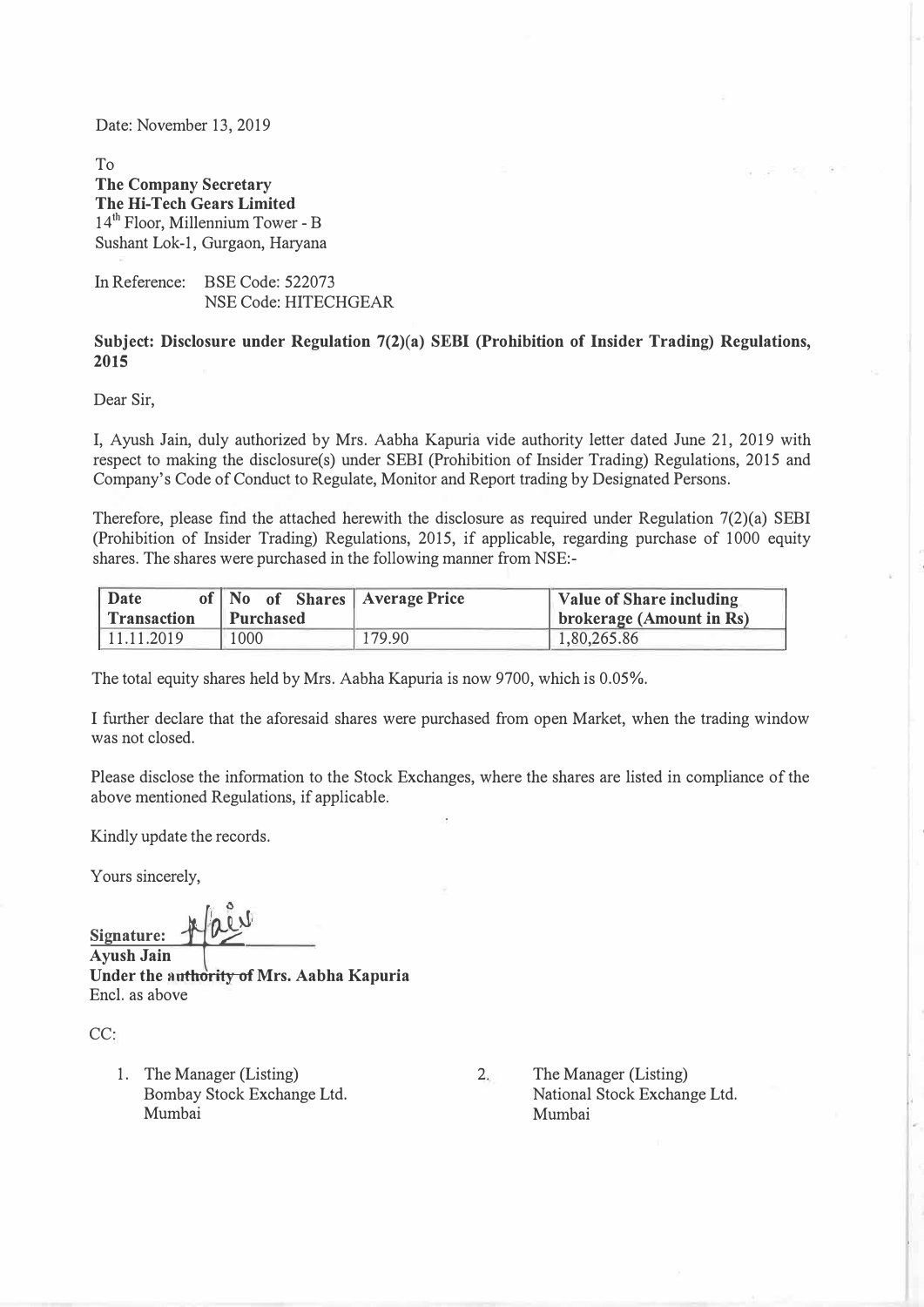Date: November 13, 2019

To
**The Company Secretary**
**The Hi-Tech Gears Limited**
$14^{th}$ Floor, Millennium Tower - B
Sushant Lok-1, Gurgaon, Haryana

In Reference: BSE Code: 522073
NSE Code: HITECHGEAR

**Subject: Disclosure under Regulation 7(2)(a) SEBI (Prohibition of Insider Trading) Regulations, 2015**

Dear Sir,

I, Ayush Jain, duly authorized by Mrs. Aabha Kapuria vide authority letter dated June 21, 2019 with respect to making the disclosure(s) under SEBI (Prohibition of Insider Trading) Regulations, 2015 and Company's Code of Conduct to Regulate, Monitor and Report trading by Designated Persons.

Therefore, please find the attached herewith the disclosure as required under Regulation 7(2)(a) SEBI (Prohibition of Insider Trading) Regulations, 2015, if applicable, regarding purchase of 1000 equity shares. The shares were purchased in the following manner from NSE:-

| Date of Transaction | No of Shares Purchased | Average Price | Value of Share including brokerage (Amount in Rs) |
|---|---|---|---|
| 11.11.2019 | 1000 | 179.90 | 1,80,265.86 |

The total equity shares held by Mrs. Aabha Kapuria is now 9700, which is 0.05%.

I further declare that the aforesaid shares were purchased from open Market, when the trading window was not closed.

Please disclose the information to the Stock Exchanges, where the shares are listed in compliance of the above mentioned Regulations, if applicable.

Kindly update the records.

Yours sincerely,

**Signature:**
**Ayush Jain**
**Under the authority of Mrs. Aabha Kapuria**
Encl. as above

CC:

1. The Manager (Listing)
   Bombay Stock Exchange Ltd.
   Mumbai

2. The Manager (Listing)
   National Stock Exchange Ltd.
   Mumbai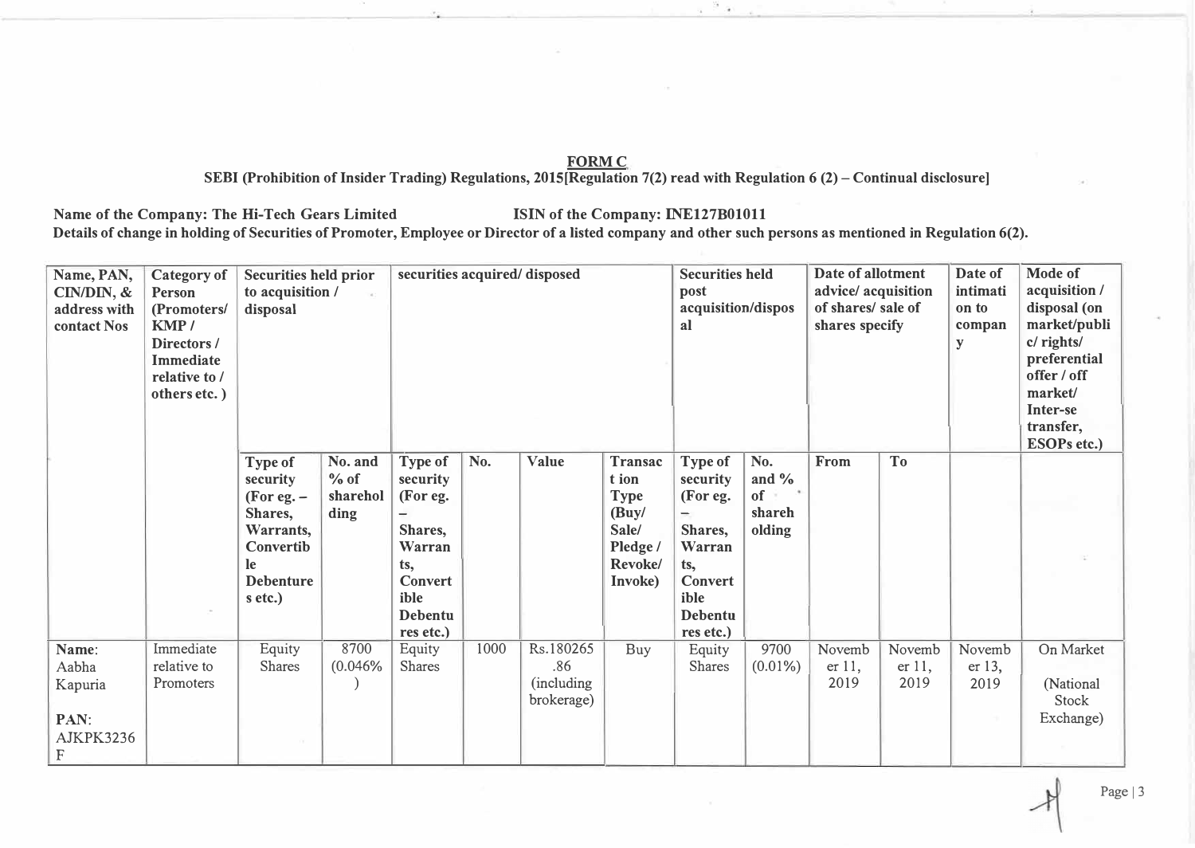**FORM C**

**SEBI (Prohibition of Insider Trading) Regulations, 2015[Regulation 7(2) read with Regulation 6 (2) – Continual disclosure]**

**Name of the Company: The Hi-Tech Gears Limited ISIN of the Company: INE127B01011**

**Details of change in holding of Securities of Promoter, Employee or Director of a listed company and other such persons as mentioned in Regulation 6(2).**

| Name, PAN, CIN/DIN, & address with contact Nos | Category of Person (Promoters/ KMP / Directors / Immediate relative to / others etc. ) | Securities held prior to acquisition / disposal | | securities acquired/ disposed | | | | Securities held post acquisition/disposal | | Date of allotment advice/ acquisition of shares/ sale of shares specify | | Date of intimation to company | Mode of acquisition / disposal (on market/public/ rights/ preferential offer / off market/ Inter-se transfer, ESOPs etc.) |
|---|---|---|---|---|---|---|---|---|---|---|---|---|---|
| | | Type of security (For eg. – Shares, Warrants, Convertible Debentures etc.) | No. and % of shareholding | Type of security (For eg. – Shares, Warrants, Convertible Debentures etc.) | No. | Value | Transaction Type (Buy/ Sale/ Pledge / Revoke/ Invoke) | Type of security (For eg. – Shares, Warrants, Convertible Debentures etc.) | No. and % of shareholding | From | To | | |
| Name: Aabha Kapuria<br><br>PAN: AJKPK3236F | Immediate relative to Promoters | Equity Shares | 8700 (0.046%) | Equity Shares | 1000 | Rs.180265.86 (including brokerage) | Buy | Equity Shares | 9700 (0.01%) | November 11, 2019 | November 11, 2019 | November 13, 2019 | On Market<br><br>(National Stock Exchange) |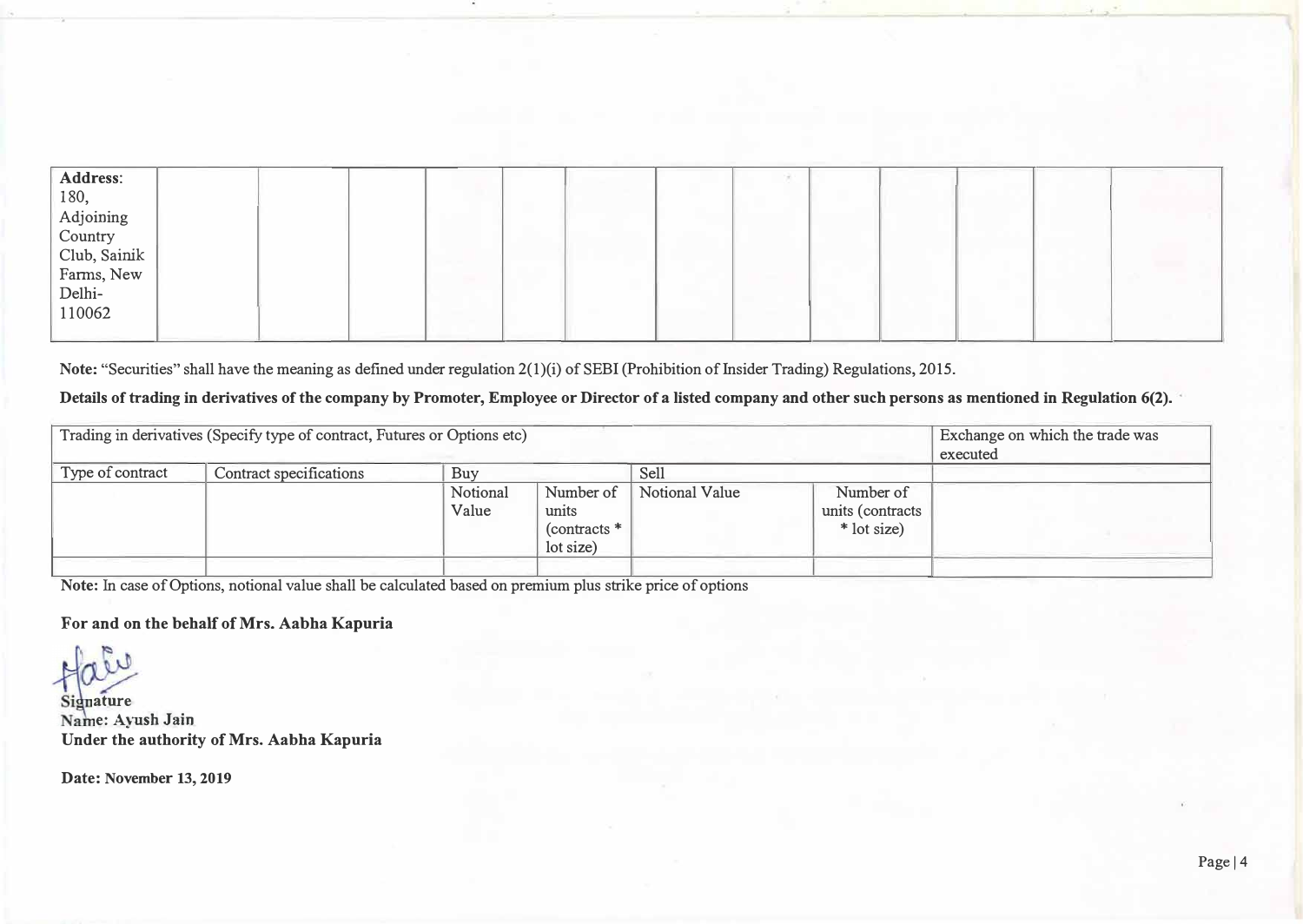| | | | | | | | | | | | | | |
|---|---|---|---|---|---|---|---|---|---|---|---|---|---|
| **Address**: 180, Adjoining Country Club, Sainik Farms, New Delhi-110062 | | | | | | | | | | | | | |

**Note:** "Securities" shall have the meaning as defined under regulation 2(1)(i) of SEBI (Prohibition of Insider Trading) Regulations, 2015.

**Details of trading in derivatives of the company by Promoter, Employee or Director of a listed company and other such persons as mentioned in Regulation 6(2).**

| Trading in derivatives (Specify type of contract, Futures or Options etc) | | | | | | Exchange on which the trade was executed |
|---|---|---|---|---|---|---|
| Type of contract | Contract specifications | Buy | | Sell | | |
| | | Notional Value | Number of units (contracts * lot size) | Notional Value | Number of units (contracts * lot size) | |
| | | | | | | |

**Note:** In case of Options, notional value shall be calculated based on premium plus strike price of options

**For and on the behalf of Mrs. Aabha Kapuria**

**Signature**
**Name: Ayush Jain**
**Under the authority of Mrs. Aabha Kapuria**

**Date: November 13, 2019**